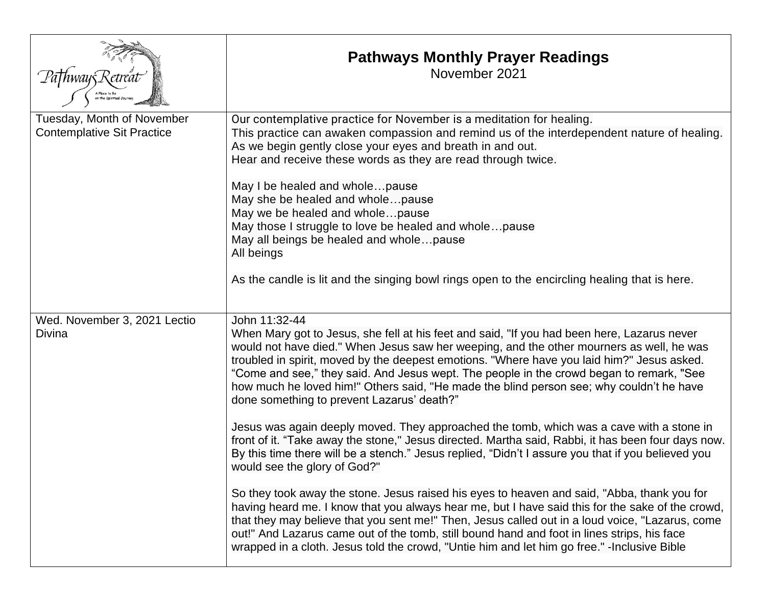| Pathways Retreat — A Place to Be on the Spiritual Journey | **Pathways Monthly Prayer Readings**<br>November 2021 |
|---|---|
| Tuesday, Month of November Contemplative Sit Practice | Our contemplative practice for November is a meditation for healing.<br>This practice can awaken compassion and remind us of the interdependent nature of healing.<br>As we begin gently close your eyes and breath in and out.<br>Hear and receive these words as they are read through twice.<br><br>May I be healed and whole…pause<br>May she be healed and whole…pause<br>May we be healed and whole…pause<br>May those I struggle to love be healed and whole…pause<br>May all beings be healed and whole…pause<br>All beings<br><br>As the candle is lit and the singing bowl rings open to the encircling healing that is here. |
| Wed. November 3, 2021 Lectio Divina | John 11:32-44<br>When Mary got to Jesus, she fell at his feet and said, "If you had been here, Lazarus never would not have died." When Jesus saw her weeping, and the other mourners as well, he was troubled in spirit, moved by the deepest emotions. "Where have you laid him?" Jesus asked. “Come and see,” they said. And Jesus wept. The people in the crowd began to remark, "See how much he loved him!" Others said, "He made the blind person see; why couldn’t he have done something to prevent Lazarus’ death?”<br><br>Jesus was again deeply moved. They approached the tomb, which was a cave with a stone in front of it. “Take away the stone," Jesus directed. Martha said, Rabbi, it has been four days now. By this time there will be a stench.” Jesus replied, “Didn’t I assure you that if you believed you would see the glory of God?"<br><br>So they took away the stone. Jesus raised his eyes to heaven and said, "Abba, thank you for having heard me. I know that you always hear me, but I have said this for the sake of the crowd, that they may believe that you sent me!" Then, Jesus called out in a loud voice, "Lazarus, come out!" And Lazarus came out of the tomb, still bound hand and foot in lines strips, his face wrapped in a cloth. Jesus told the crowd, "Untie him and let him go free." -Inclusive Bible |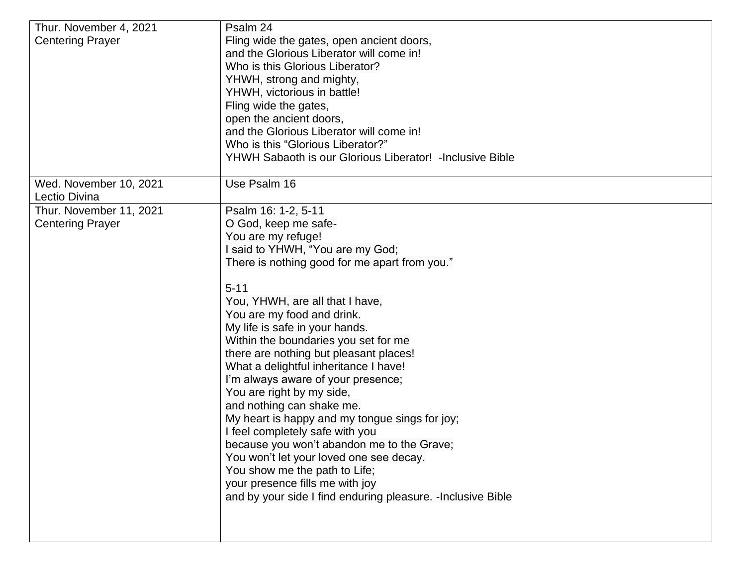| Thur. November 4, 2021<br>Centering Prayer | Psalm 24<br>Fling wide the gates, open ancient doors,<br>and the Glorious Liberator will come in!<br>Who is this Glorious Liberator?<br>YHWH, strong and mighty,<br>YHWH, victorious in battle!<br>Fling wide the gates,<br>open the ancient doors,<br>and the Glorious Liberator will come in!<br>Who is this "Glorious Liberator?"<br>YHWH Sabaoth is our Glorious Liberator!  -Inclusive Bible |
|---|---|
| Wed. November 10, 2021<br>Lectio Divina | Use Psalm 16 |
| Thur. November 11, 2021<br>Centering Prayer | Psalm 16: 1-2, 5-11<br>O God, keep me safe-<br>You are my refuge!<br>I said to YHWH, "You are my God;<br>There is nothing good for me apart from you."<br><br>5-11<br>You, YHWH, are all that I have,<br>You are my food and drink.<br>My life is safe in your hands.<br>Within the boundaries you set for me<br>there are nothing but pleasant places!<br>What a delightful inheritance I have!<br>I'm always aware of your presence;<br>You are right by my side,<br>and nothing can shake me.<br>My heart is happy and my tongue sings for joy;<br>I feel completely safe with you<br>because you won't abandon me to the Grave;<br>You won't let your loved one see decay.<br>You show me the path to Life;<br>your presence fills me with joy<br>and by your side I find enduring pleasure. -Inclusive Bible |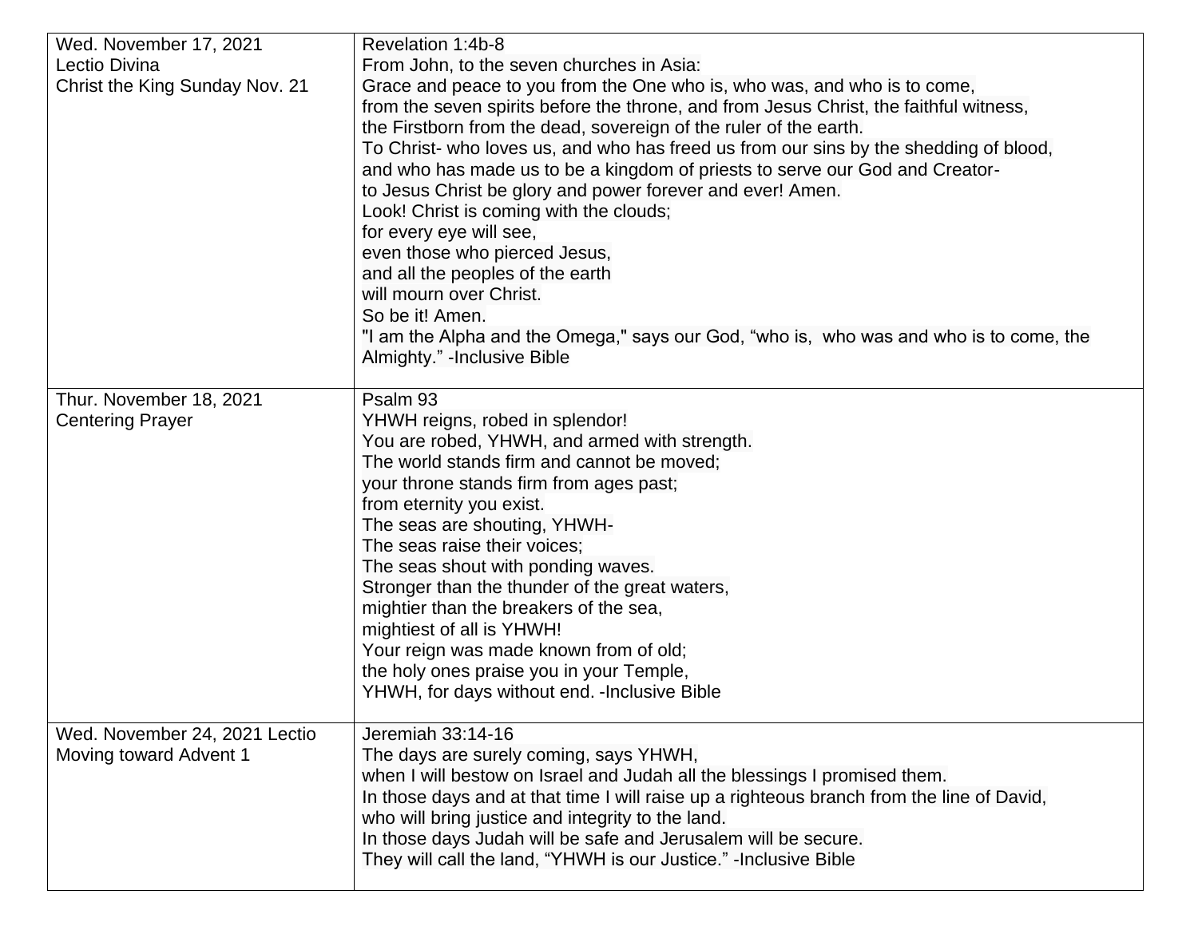| | |
|---|---|
| Wed. November 17, 2021<br>Lectio Divina<br>Christ the King Sunday Nov. 21 | Revelation 1:4b-8<br>From John, to the seven churches in Asia:<br>Grace and peace to you from the One who is, who was, and who is to come,<br>from the seven spirits before the throne, and from Jesus Christ, the faithful witness,<br>the Firstborn from the dead, sovereign of the ruler of the earth.<br>To Christ- who loves us, and who has freed us from our sins by the shedding of blood,<br>and who has made us to be a kingdom of priests to serve our God and Creator-<br>to Jesus Christ be glory and power forever and ever! Amen.<br>Look! Christ is coming with the clouds;<br>for every eye will see,<br>even those who pierced Jesus,<br>and all the peoples of the earth<br>will mourn over Christ.<br>So be it! Amen.<br>"I am the Alpha and the Omega," says our God, "who is, who was and who is to come, the Almighty." -Inclusive Bible |
| Thur. November 18, 2021<br>Centering Prayer | Psalm 93<br>YHWH reigns, robed in splendor!<br>You are robed, YHWH, and armed with strength.<br>The world stands firm and cannot be moved;<br>your throne stands firm from ages past;<br>from eternity you exist.<br>The seas are shouting, YHWH-<br>The seas raise their voices;<br>The seas shout with ponding waves.<br>Stronger than the thunder of the great waters,<br>mightier than the breakers of the sea,<br>mightiest of all is YHWH!<br>Your reign was made known from of old;<br>the holy ones praise you in your Temple,<br>YHWH, for days without end. -Inclusive Bible |
| Wed. November 24, 2021 Lectio<br>Moving toward Advent 1 | Jeremiah 33:14-16<br>The days are surely coming, says YHWH,<br>when I will bestow on Israel and Judah all the blessings I promised them.<br>In those days and at that time I will raise up a righteous branch from the line of David,<br>who will bring justice and integrity to the land.<br>In those days Judah will be safe and Jerusalem will be secure.<br>They will call the land, "YHWH is our Justice." -Inclusive Bible |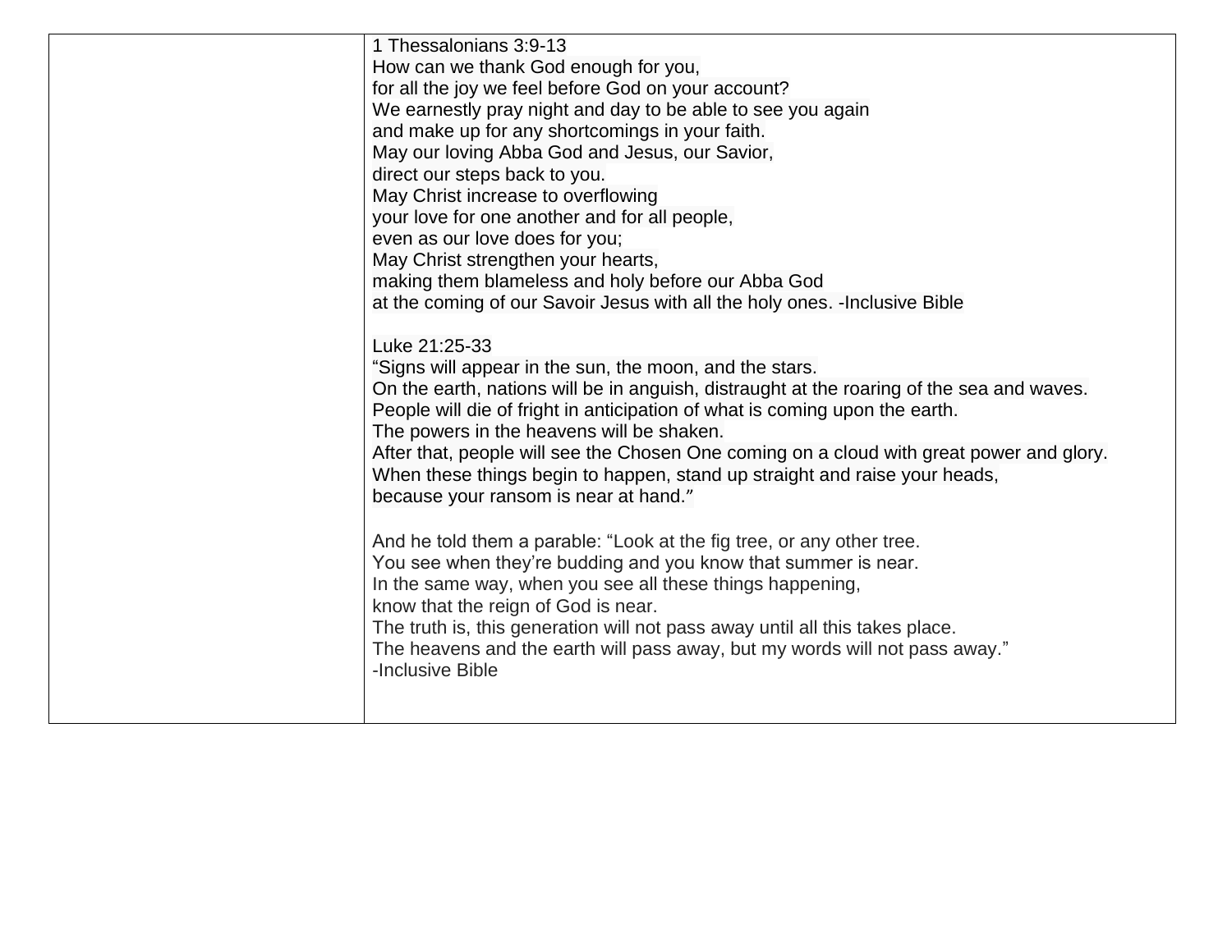1 Thessalonians 3:9-13
How can we thank God enough for you,
for all the joy we feel before God on your account?
We earnestly pray night and day to be able to see you again
and make up for any shortcomings in your faith.
May our loving Abba God and Jesus, our Savior,
direct our steps back to you.
May Christ increase to overflowing
your love for one another and for all people,
even as our love does for you;
May Christ strengthen your hearts,
making them blameless and holy before our Abba God
at the coming of our Savoir Jesus with all the holy ones. -Inclusive Bible

Luke 21:25-33
"Signs will appear in the sun, the moon, and the stars.
On the earth, nations will be in anguish, distraught at the roaring of the sea and waves.
People will die of fright in anticipation of what is coming upon the earth.
The powers in the heavens will be shaken.
After that, people will see the Chosen One coming on a cloud with great power and glory.
When these things begin to happen, stand up straight and raise your heads,
because your ransom is near at hand."

And he told them a parable: "Look at the fig tree, or any other tree.
You see when they're budding and you know that summer is near.
In the same way, when you see all these things happening,
know that the reign of God is near.
The truth is, this generation will not pass away until all this takes place.
The heavens and the earth will pass away, but my words will not pass away."
-Inclusive Bible